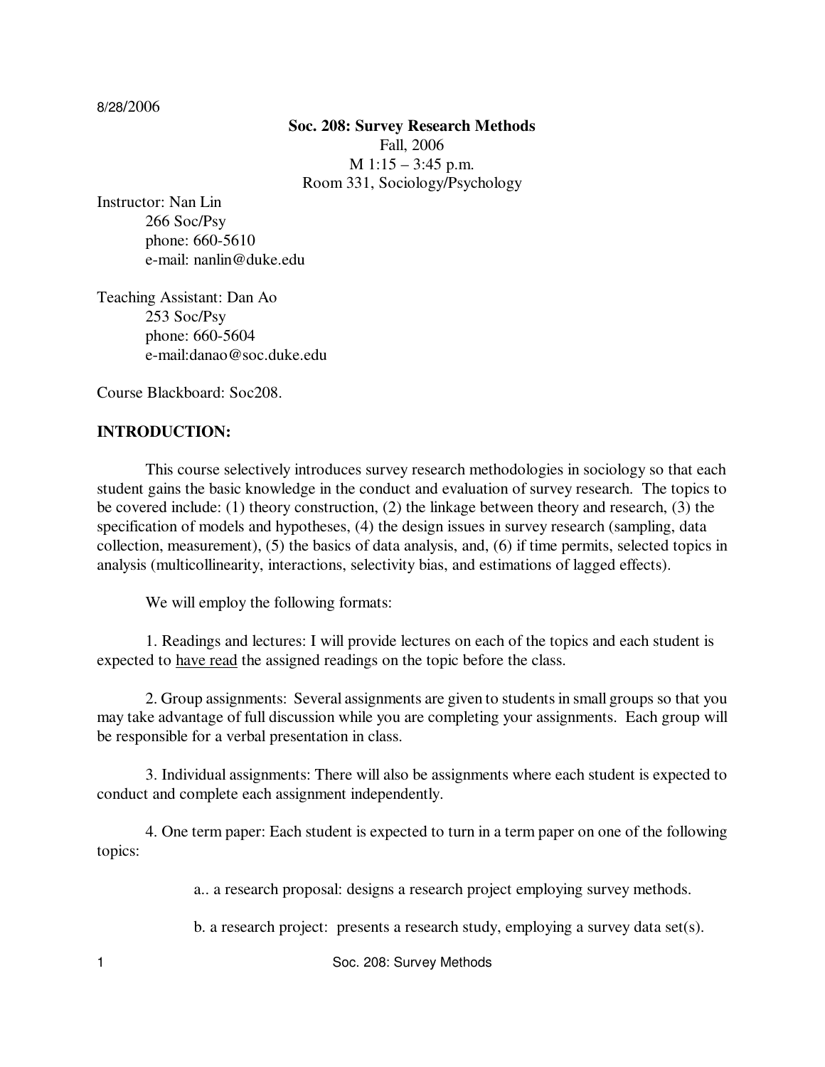8/28/2006

# Soc. 208: Survey Research Methods

Fall, 2006
M 1:15 – 3:45 p.m.
Room 331, Sociology/Psychology

Instructor: Nan Lin
266 Soc/Psy
phone: 660-5610
e-mail: nanlin@duke.edu

Teaching Assistant: Dan Ao
253 Soc/Psy
phone: 660-5604
e-mail:danao@soc.duke.edu

Course Blackboard: Soc208.

## INTRODUCTION:

This course selectively introduces survey research methodologies in sociology so that each student gains the basic knowledge in the conduct and evaluation of survey research. The topics to be covered include: (1) theory construction, (2) the linkage between theory and research, (3) the specification of models and hypotheses, (4) the design issues in survey research (sampling, data collection, measurement), (5) the basics of data analysis, and, (6) if time permits, selected topics in analysis (multicollinearity, interactions, selectivity bias, and estimations of lagged effects).

We will employ the following formats:

1. Readings and lectures: I will provide lectures on each of the topics and each student is expected to <u>have read</u> the assigned readings on the topic before the class.

2. Group assignments: Several assignments are given to students in small groups so that you may take advantage of full discussion while you are completing your assignments. Each group will be responsible for a verbal presentation in class.

3. Individual assignments: There will also be assignments where each student is expected to conduct and complete each assignment independently.

4. One term paper: Each student is expected to turn in a term paper on one of the following topics:

   a.. a research proposal: designs a research project employing survey methods.

   b. a research project: presents a research study, employing a survey data set(s).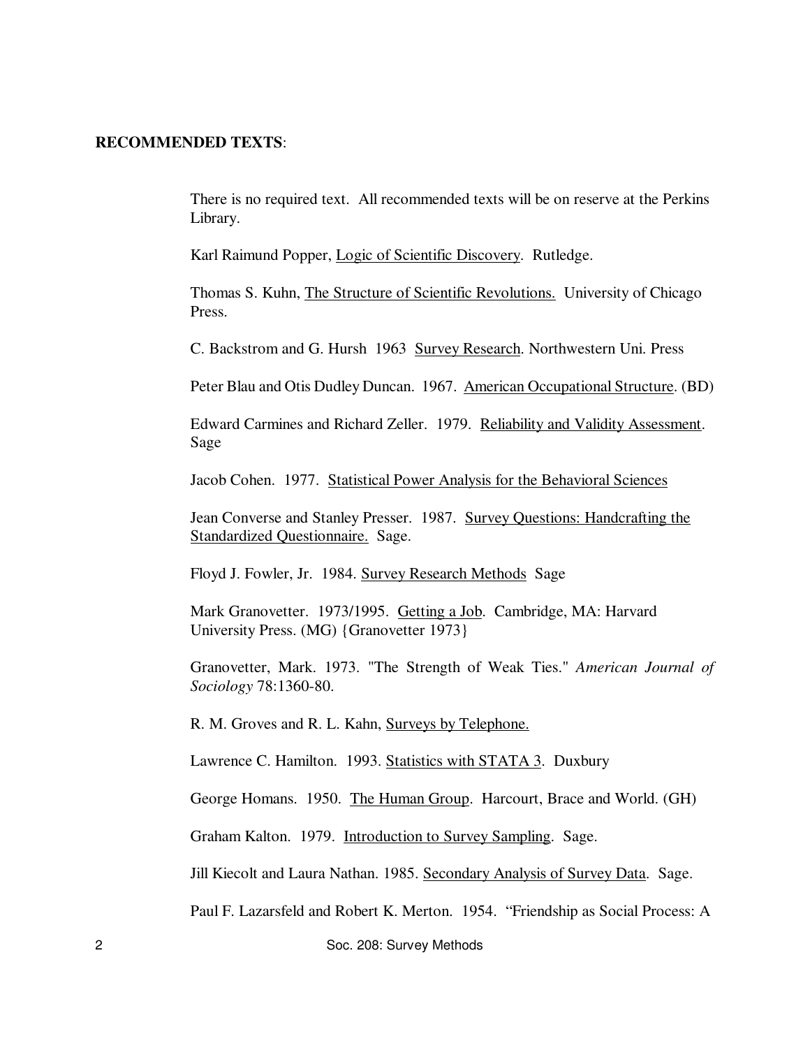**RECOMMENDED TEXTS**:

There is no required text. All recommended texts will be on reserve at the Perkins Library.

Karl Raimund Popper, Logic of Scientific Discovery. Rutledge.

Thomas S. Kuhn, The Structure of Scientific Revolutions. University of Chicago Press.

C. Backstrom and G. Hursh 1963 Survey Research. Northwestern Uni. Press

Peter Blau and Otis Dudley Duncan. 1967. American Occupational Structure. (BD)

Edward Carmines and Richard Zeller. 1979. Reliability and Validity Assessment. Sage

Jacob Cohen. 1977. Statistical Power Analysis for the Behavioral Sciences

Jean Converse and Stanley Presser. 1987. Survey Questions: Handcrafting the Standardized Questionnaire. Sage.

Floyd J. Fowler, Jr. 1984. Survey Research Methods Sage

Mark Granovetter. 1973/1995. Getting a Job. Cambridge, MA: Harvard University Press. (MG) {Granovetter 1973}

Granovetter, Mark. 1973. "The Strength of Weak Ties." *American Journal of Sociology* 78:1360-80.

R. M. Groves and R. L. Kahn, Surveys by Telephone.

Lawrence C. Hamilton. 1993. Statistics with STATA 3. Duxbury

George Homans. 1950. The Human Group. Harcourt, Brace and World. (GH)

Graham Kalton. 1979. Introduction to Survey Sampling. Sage.

Jill Kiecolt and Laura Nathan. 1985. Secondary Analysis of Survey Data. Sage.

Paul F. Lazarsfeld and Robert K. Merton. 1954. "Friendship as Social Process: A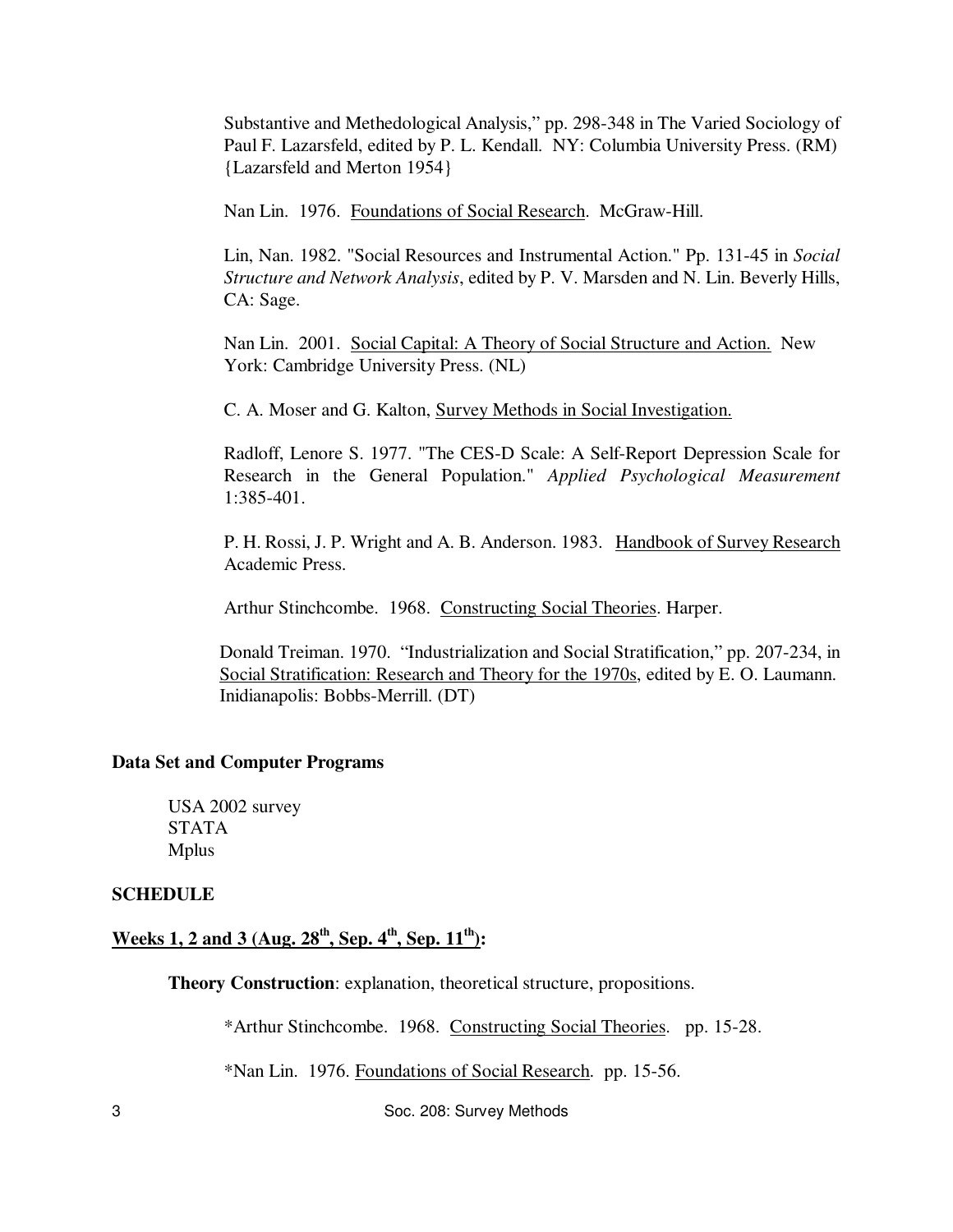Substantive and Methedological Analysis," pp. 298-348 in The Varied Sociology of Paul F. Lazarsfeld, edited by P. L. Kendall. NY: Columbia University Press. (RM) {Lazarsfeld and Merton 1954}

Nan Lin. 1976. Foundations of Social Research. McGraw-Hill.

Lin, Nan. 1982. "Social Resources and Instrumental Action." Pp. 131-45 in *Social Structure and Network Analysis*, edited by P. V. Marsden and N. Lin. Beverly Hills, CA: Sage.

Nan Lin. 2001. Social Capital: A Theory of Social Structure and Action. New York: Cambridge University Press. (NL)

C. A. Moser and G. Kalton, Survey Methods in Social Investigation.

Radloff, Lenore S. 1977. "The CES-D Scale: A Self-Report Depression Scale for Research in the General Population." *Applied Psychological Measurement* 1:385-401.

P. H. Rossi, J. P. Wright and A. B. Anderson. 1983. Handbook of Survey Research Academic Press.

Arthur Stinchcombe. 1968. Constructing Social Theories. Harper.

Donald Treiman. 1970. "Industrialization and Social Stratification," pp. 207-234, in Social Stratification: Research and Theory for the 1970s, edited by E. O. Laumann. Inidianapolis: Bobbs-Merrill. (DT)

**Data Set and Computer Programs**

USA 2002 survey
STATA
Mplus

**SCHEDULE**

**Weeks 1, 2 and 3 (Aug. 28th, Sep. 4th, Sep. 11th):**

**Theory Construction**: explanation, theoretical structure, propositions.

*Arthur Stinchcombe. 1968. Constructing Social Theories. pp. 15-28.

*Nan Lin. 1976. Foundations of Social Research. pp. 15-56.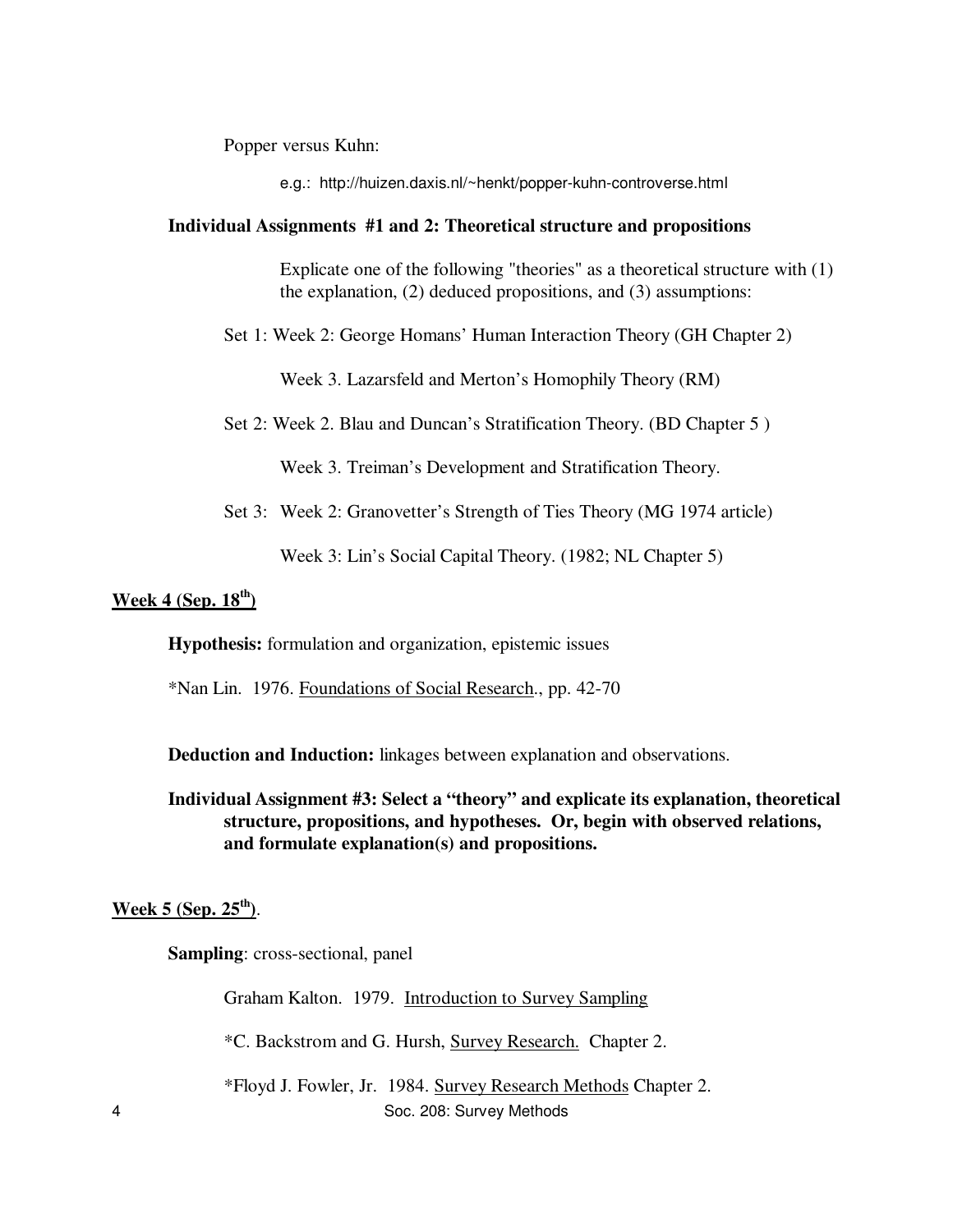Popper versus Kuhn:

e.g.: http://huizen.daxis.nl/~henkt/popper-kuhn-controverse.html

**Individual Assignments #1 and 2: Theoretical structure and propositions**

Explicate one of the following "theories" as a theoretical structure with (1) the explanation, (2) deduced propositions, and (3) assumptions:

Set 1: Week 2: George Homans' Human Interaction Theory (GH Chapter 2)

Week 3. Lazarsfeld and Merton's Homophily Theory (RM)

Set 2: Week 2. Blau and Duncan's Stratification Theory. (BD Chapter 5 )

Week 3. Treiman's Development and Stratification Theory.

Set 3: Week 2: Granovetter's Strength of Ties Theory (MG 1974 article)

Week 3: Lin's Social Capital Theory. (1982; NL Chapter 5)

## Week 4 (Sep. 18th)

**Hypothesis:** formulation and organization, epistemic issues

*Nan Lin. 1976. Foundations of Social Research., pp. 42-70

**Deduction and Induction:** linkages between explanation and observations.

**Individual Assignment #3: Select a "theory" and explicate its explanation, theoretical structure, propositions, and hypotheses. Or, begin with observed relations, and formulate explanation(s) and propositions.**

## Week 5 (Sep. 25th).

**Sampling**: cross-sectional, panel

Graham Kalton. 1979. Introduction to Survey Sampling

*C. Backstrom and G. Hursh, Survey Research. Chapter 2.

*Floyd J. Fowler, Jr. 1984. Survey Research Methods Chapter 2.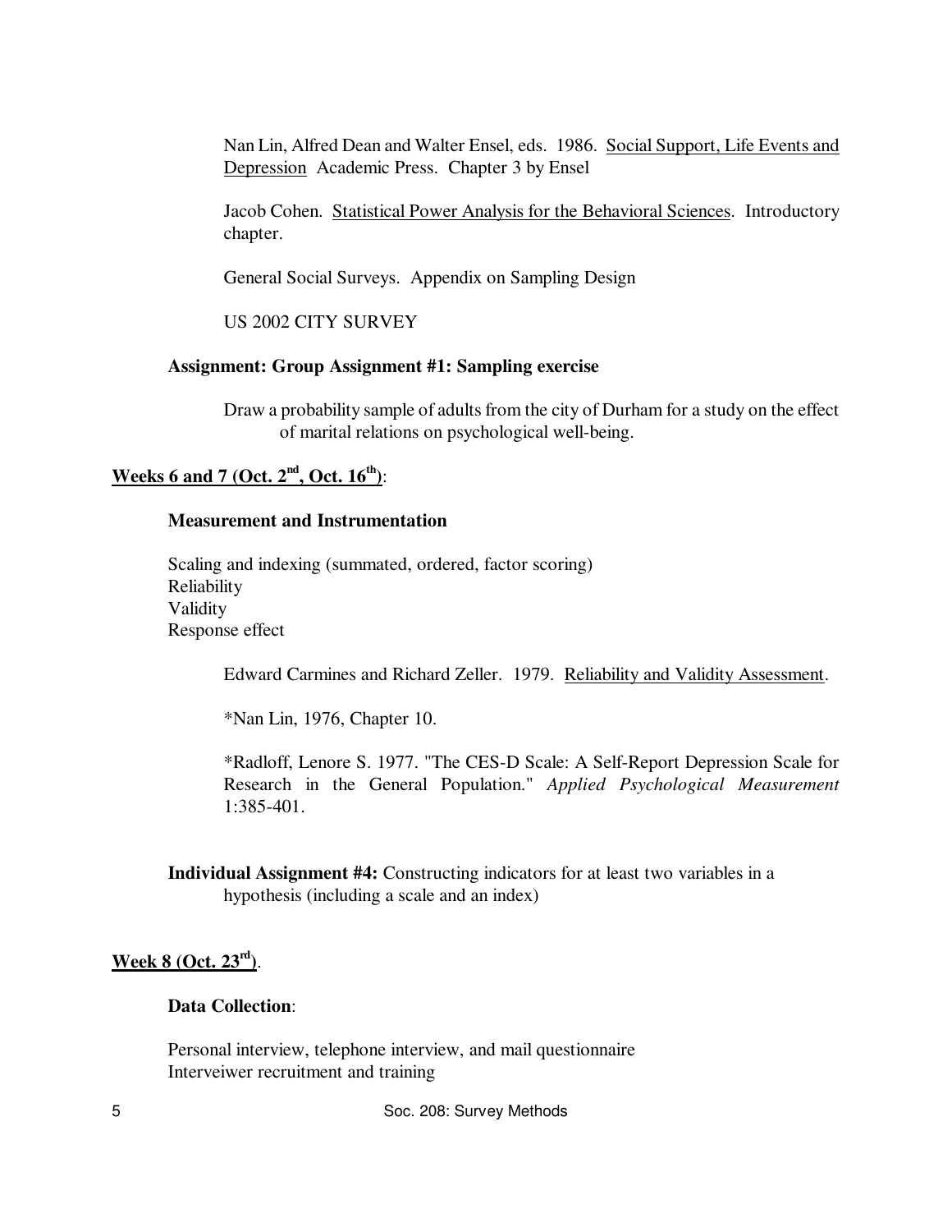Nan Lin, Alfred Dean and Walter Ensel, eds. 1986. Social Support, Life Events and Depression Academic Press. Chapter 3 by Ensel

Jacob Cohen. Statistical Power Analysis for the Behavioral Sciences. Introductory chapter.

General Social Surveys. Appendix on Sampling Design

US 2002 CITY SURVEY

**Assignment: Group Assignment #1: Sampling exercise**

Draw a probability sample of adults from the city of Durham for a study on the effect of marital relations on psychological well-being.

## Weeks 6 and 7 (Oct. 2nd, Oct. 16th):

**Measurement and Instrumentation**

Scaling and indexing (summated, ordered, factor scoring)
Reliability
Validity
Response effect

Edward Carmines and Richard Zeller. 1979. Reliability and Validity Assessment.

*Nan Lin, 1976, Chapter 10.

*Radloff, Lenore S. 1977. "The CES-D Scale: A Self-Report Depression Scale for Research in the General Population." *Applied Psychological Measurement* 1:385-401.

**Individual Assignment #4:** Constructing indicators for at least two variables in a hypothesis (including a scale and an index)

## Week 8 (Oct. 23rd).

**Data Collection**:

Personal interview, telephone interview, and mail questionnaire
Interveiwer recruitment and training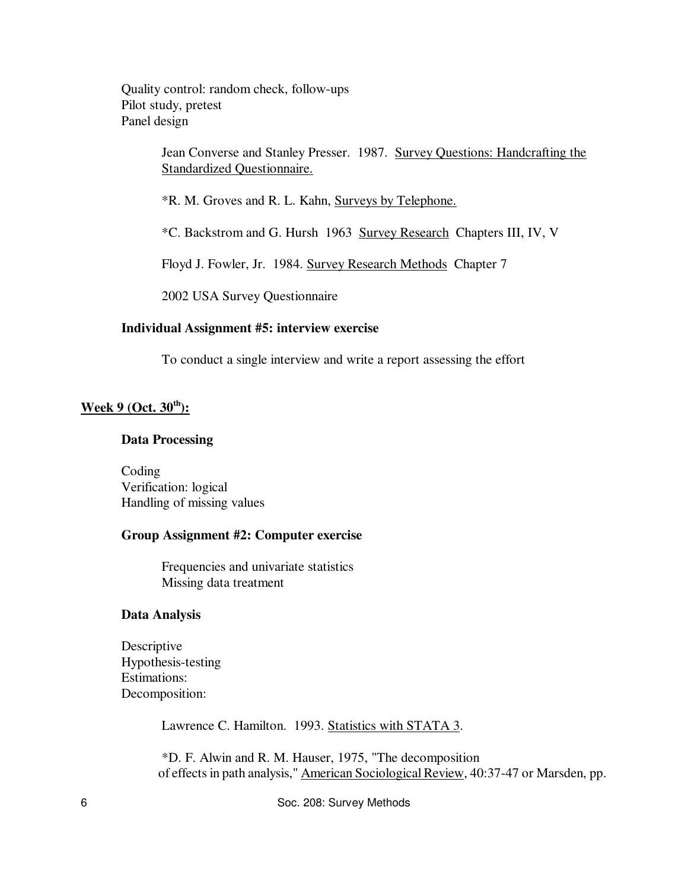Quality control: random check, follow-ups
Pilot study, pretest
Panel design

> Jean Converse and Stanley Presser. 1987. Survey Questions: Handcrafting the Standardized Questionnaire.
>
> *R. M. Groves and R. L. Kahn, Surveys by Telephone.
>
> *C. Backstrom and G. Hursh 1963 Survey Research Chapters III, IV, V
>
> Floyd J. Fowler, Jr. 1984. Survey Research Methods Chapter 7
>
> 2002 USA Survey Questionnaire

**Individual Assignment #5: interview exercise**

> To conduct a single interview and write a report assessing the effort

## Week 9 (Oct. 30th):

**Data Processing**

Coding
Verification: logical
Handling of missing values

**Group Assignment #2: Computer exercise**

> Frequencies and univariate statistics
> Missing data treatment

**Data Analysis**

Descriptive
Hypothesis-testing
Estimations:
Decomposition:

> Lawrence C. Hamilton. 1993. Statistics with STATA 3.
>
> *D. F. Alwin and R. M. Hauser, 1975, "The decomposition of effects in path analysis," American Sociological Review, 40:37-47 or Marsden, pp.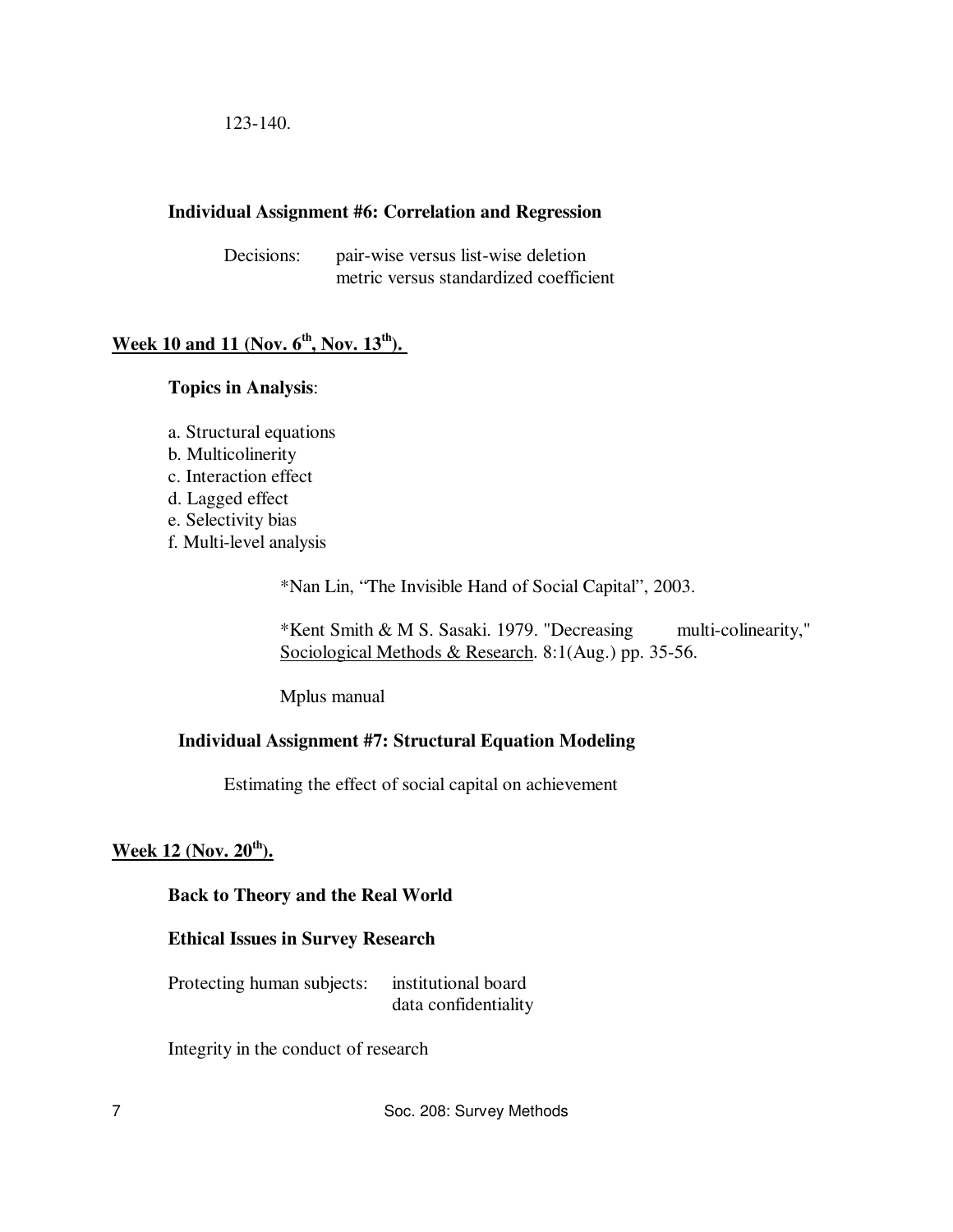123-140.

**Individual Assignment #6: Correlation and Regression**

Decisions: pair-wise versus list-wise deletion
metric versus standardized coefficient

## Week 10 and 11 (Nov. 6th, Nov. 13th).

**Topics in Analysis**:

a. Structural equations
b. Multicolinerity
c. Interaction effect
d. Lagged effect
e. Selectivity bias
f. Multi-level analysis

*Nan Lin, "The Invisible Hand of Social Capital", 2003.

*Kent Smith & M S. Sasaki. 1979. "Decreasing multi-colinearity," Sociological Methods & Research. 8:1(Aug.) pp. 35-56.

Mplus manual

**Individual Assignment #7: Structural Equation Modeling**

Estimating the effect of social capital on achievement

## Week 12 (Nov. 20th).

**Back to Theory and the Real World**

**Ethical Issues in Survey Research**

Protecting human subjects: institutional board
data confidentiality

Integrity in the conduct of research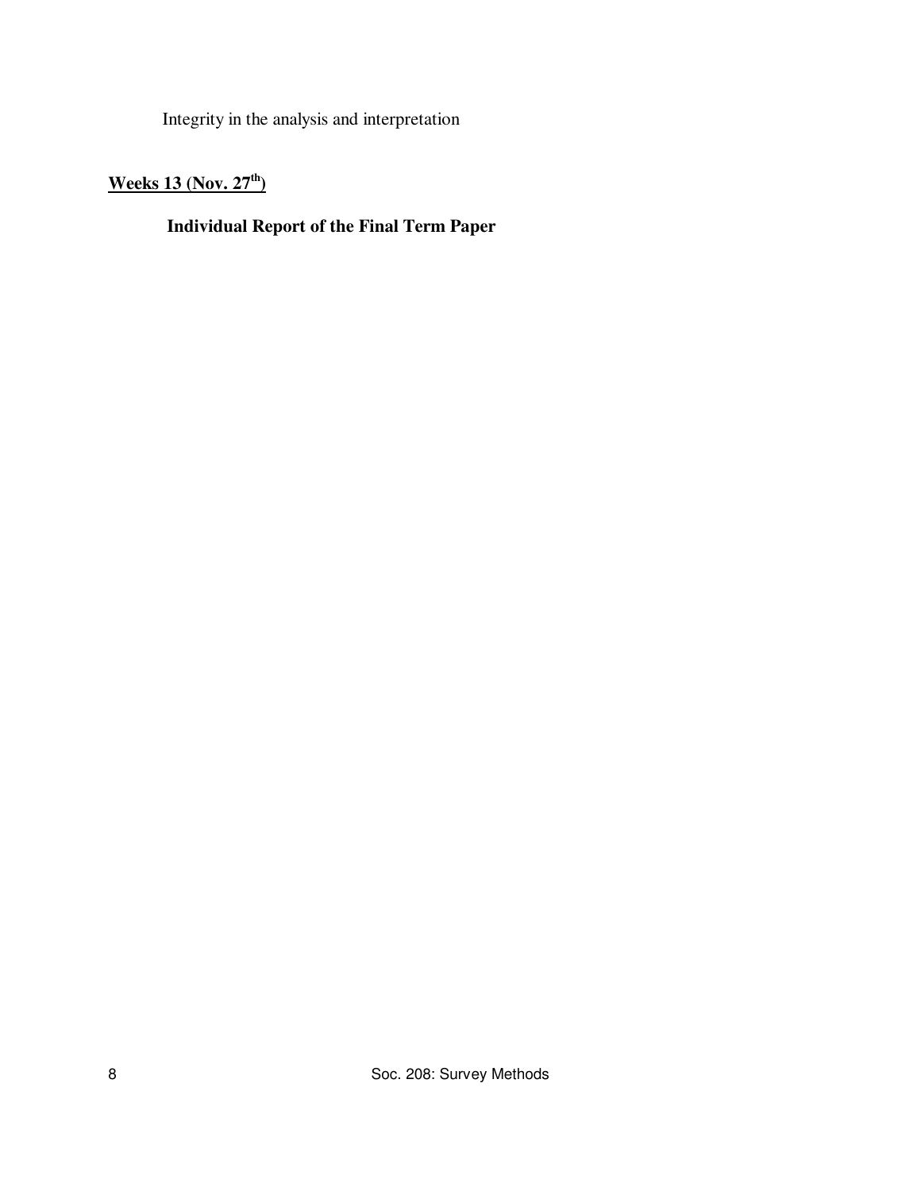Integrity in the analysis and interpretation

**Weeks 13 (Nov. 27th)**

**Individual Report of the Final Term Paper**